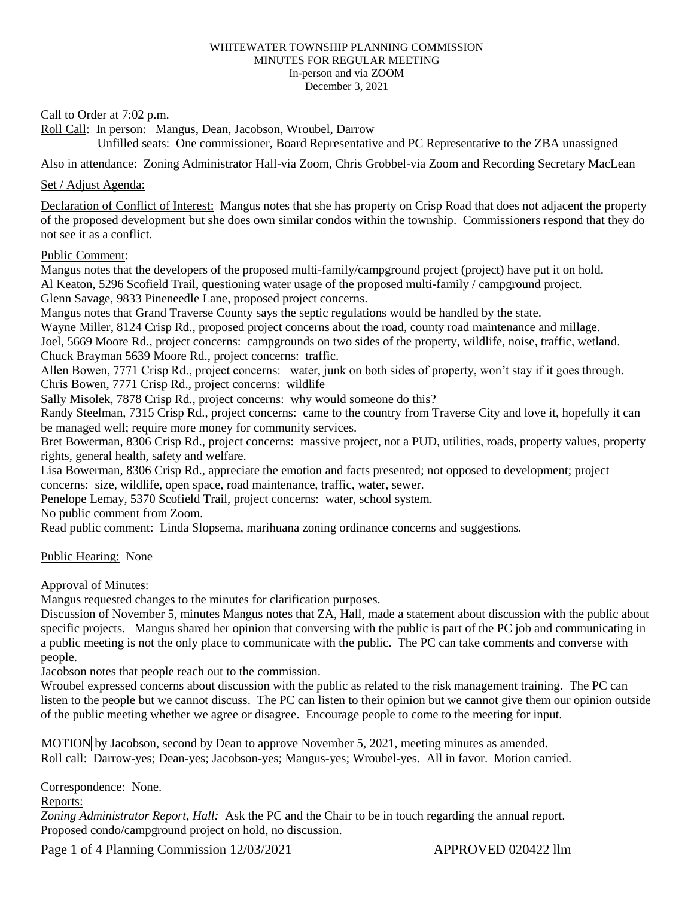WHITEWATER TOWNSHIP PLANNING COMMISSION
MINUTES FOR REGULAR MEETING
In-person and via ZOOM
December 3, 2021

Call to Order at 7:02 p.m.

Roll Call: In person: Mangus, Dean, Jacobson, Wroubel, Darrow
Unfilled seats: One commissioner, Board Representative and PC Representative to the ZBA unassigned

Also in attendance: Zoning Administrator Hall-via Zoom, Chris Grobbel-via Zoom and Recording Secretary MacLean

Set / Adjust Agenda:

Declaration of Conflict of Interest: Mangus notes that she has property on Crisp Road that does not adjacent the property of the proposed development but she does own similar condos within the township. Commissioners respond that they do not see it as a conflict.

Public Comment:

Mangus notes that the developers of the proposed multi-family/campground project (project) have put it on hold.

Al Keaton, 5296 Scofield Trail, questioning water usage of the proposed multi-family / campground project.

Glenn Savage, 9833 Pineneedle Lane, proposed project concerns.

Mangus notes that Grand Traverse County says the septic regulations would be handled by the state.

Wayne Miller, 8124 Crisp Rd., proposed project concerns about the road, county road maintenance and millage.

Joel, 5669 Moore Rd., project concerns: campgrounds on two sides of the property, wildlife, noise, traffic, wetland.

Chuck Brayman 5639 Moore Rd., project concerns: traffic.

Allen Bowen, 7771 Crisp Rd., project concerns: water, junk on both sides of property, won't stay if it goes through.

Chris Bowen, 7771 Crisp Rd., project concerns: wildlife

Sally Misolek, 7878 Crisp Rd., project concerns: why would someone do this?

Randy Steelman, 7315 Crisp Rd., project concerns: came to the country from Traverse City and love it, hopefully it can be managed well; require more money for community services.

Bret Bowerman, 8306 Crisp Rd., project concerns: massive project, not a PUD, utilities, roads, property values, property rights, general health, safety and welfare.

Lisa Bowerman, 8306 Crisp Rd., appreciate the emotion and facts presented; not opposed to development; project concerns: size, wildlife, open space, road maintenance, traffic, water, sewer.

Penelope Lemay, 5370 Scofield Trail, project concerns: water, school system.

No public comment from Zoom.

Read public comment: Linda Slopsema, marihuana zoning ordinance concerns and suggestions.

Public Hearing: None

Approval of Minutes:

Mangus requested changes to the minutes for clarification purposes.

Discussion of November 5, minutes Mangus notes that ZA, Hall, made a statement about discussion with the public about specific projects. Mangus shared her opinion that conversing with the public is part of the PC job and communicating in a public meeting is not the only place to communicate with the public. The PC can take comments and converse with people.

Jacobson notes that people reach out to the commission.

Wroubel expressed concerns about discussion with the public as related to the risk management training. The PC can listen to the people but we cannot discuss. The PC can listen to their opinion but we cannot give them our opinion outside of the public meeting whether we agree or disagree. Encourage people to come to the meeting for input.

MOTION by Jacobson, second by Dean to approve November 5, 2021, meeting minutes as amended.
Roll call: Darrow-yes; Dean-yes; Jacobson-yes; Mangus-yes; Wroubel-yes. All in favor. Motion carried.

Correspondence: None.

Reports:

*Zoning Administrator Report, Hall:* Ask the PC and the Chair to be in touch regarding the annual report.
Proposed condo/campground project on hold, no discussion.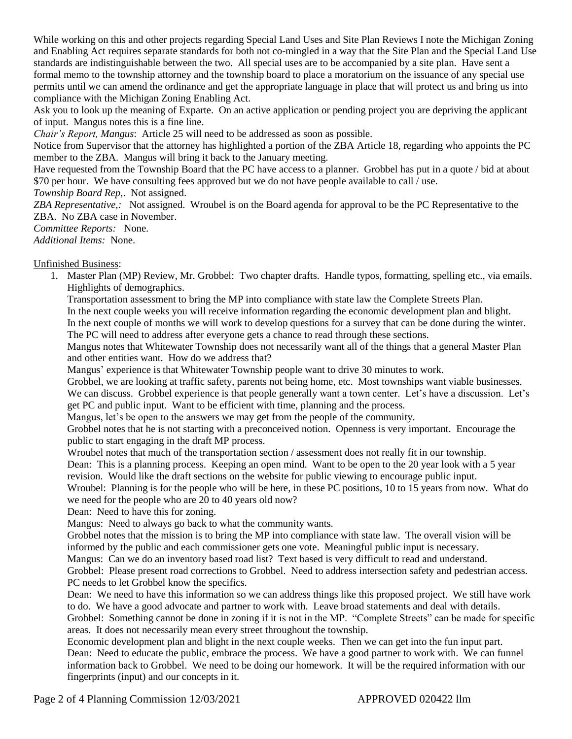While working on this and other projects regarding Special Land Uses and Site Plan Reviews I note the Michigan Zoning and Enabling Act requires separate standards for both not co-mingled in a way that the Site Plan and the Special Land Use standards are indistinguishable between the two. All special uses are to be accompanied by a site plan. Have sent a formal memo to the township attorney and the township board to place a moratorium on the issuance of any special use permits until we can amend the ordinance and get the appropriate language in place that will protect us and bring us into compliance with the Michigan Zoning Enabling Act.

Ask you to look up the meaning of Exparte. On an active application or pending project you are depriving the applicant of input. Mangus notes this is a fine line.

*Chair's Report, Mangus*: Article 25 will need to be addressed as soon as possible.

Notice from Supervisor that the attorney has highlighted a portion of the ZBA Article 18, regarding who appoints the PC member to the ZBA. Mangus will bring it back to the January meeting.

Have requested from the Township Board that the PC have access to a planner. Grobbel has put in a quote / bid at about $70 per hour. We have consulting fees approved but we do not have people available to call / use.

*Township Board Rep,.* Not assigned.

*ZBA Representative,:* Not assigned. Wroubel is on the Board agenda for approval to be the PC Representative to the ZBA. No ZBA case in November.

*Committee Reports:* None.

*Additional Items:* None.

Unfinished Business:

1. Master Plan (MP) Review, Mr. Grobbel: Two chapter drafts. Handle typos, formatting, spelling etc., via emails. Highlights of demographics.

   Transportation assessment to bring the MP into compliance with state law the Complete Streets Plan.

   In the next couple weeks you will receive information regarding the economic development plan and blight.

   In the next couple of months we will work to develop questions for a survey that can be done during the winter. The PC will need to address after everyone gets a chance to read through these sections.

   Mangus notes that Whitewater Township does not necessarily want all of the things that a general Master Plan and other entities want. How do we address that?

   Mangus' experience is that Whitewater Township people want to drive 30 minutes to work.

   Grobbel, we are looking at traffic safety, parents not being home, etc. Most townships want viable businesses. We can discuss. Grobbel experience is that people generally want a town center. Let's have a discussion. Let's get PC and public input. Want to be efficient with time, planning and the process.

   Mangus, let's be open to the answers we may get from the people of the community.

   Grobbel notes that he is not starting with a preconceived notion. Openness is very important. Encourage the public to start engaging in the draft MP process.

   Wroubel notes that much of the transportation section / assessment does not really fit in our township.

   Dean: This is a planning process. Keeping an open mind. Want to be open to the 20 year look with a 5 year revision. Would like the draft sections on the website for public viewing to encourage public input.

   Wroubel: Planning is for the people who will be here, in these PC positions, 10 to 15 years from now. What do we need for the people who are 20 to 40 years old now?

   Dean: Need to have this for zoning.

   Mangus: Need to always go back to what the community wants.

   Grobbel notes that the mission is to bring the MP into compliance with state law. The overall vision will be informed by the public and each commissioner gets one vote. Meaningful public input is necessary.

   Mangus: Can we do an inventory based road list? Text based is very difficult to read and understand.

   Grobbel: Please present road corrections to Grobbel. Need to address intersection safety and pedestrian access. PC needs to let Grobbel know the specifics.

   Dean: We need to have this information so we can address things like this proposed project. We still have work to do. We have a good advocate and partner to work with. Leave broad statements and deal with details.

   Grobbel: Something cannot be done in zoning if it is not in the MP. "Complete Streets" can be made for specific areas. It does not necessarily mean every street throughout the township.

   Economic development plan and blight in the next couple weeks. Then we can get into the fun input part.

   Dean: Need to educate the public, embrace the process. We have a good partner to work with. We can funnel information back to Grobbel. We need to be doing our homework. It will be the required information with our fingerprints (input) and our concepts in it.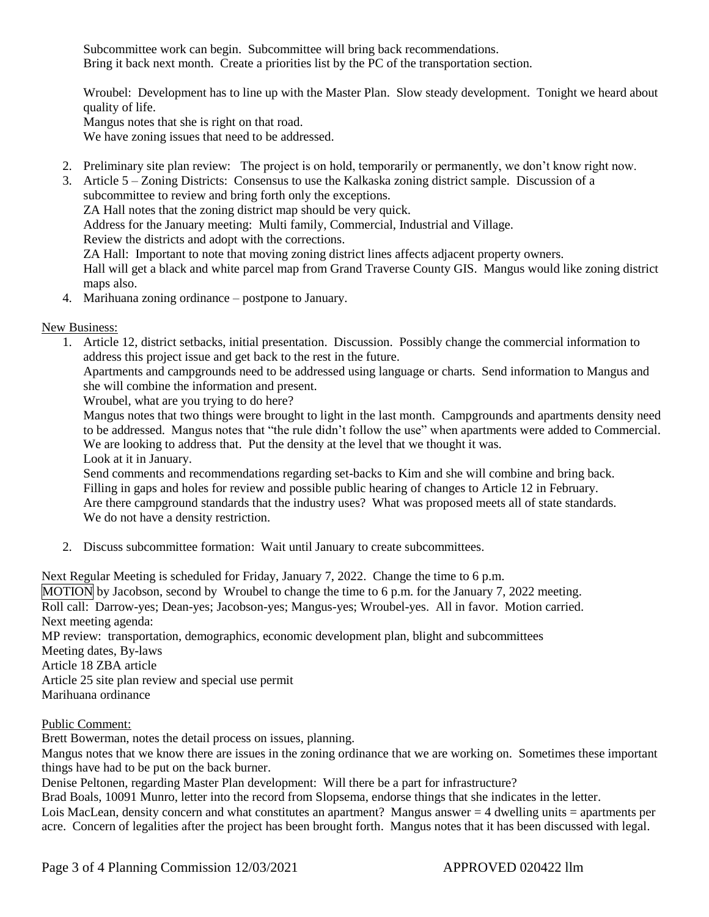Subcommittee work can begin. Subcommittee will bring back recommendations.
Bring it back next month. Create a priorities list by the PC of the transportation section.

Wroubel: Development has to line up with the Master Plan. Slow steady development. Tonight we heard about quality of life.
Mangus notes that she is right on that road.
We have zoning issues that need to be addressed.

2. Preliminary site plan review: The project is on hold, temporarily or permanently, we don't know right now.
3. Article 5 – Zoning Districts: Consensus to use the Kalkaska zoning district sample. Discussion of a subcommittee to review and bring forth only the exceptions.
   ZA Hall notes that the zoning district map should be very quick.
   Address for the January meeting: Multi family, Commercial, Industrial and Village.
   Review the districts and adopt with the corrections.
   ZA Hall: Important to note that moving zoning district lines affects adjacent property owners.
   Hall will get a black and white parcel map from Grand Traverse County GIS. Mangus would like zoning district maps also.
4. Marihuana zoning ordinance – postpone to January.

New Business:

1. Article 12, district setbacks, initial presentation. Discussion. Possibly change the commercial information to address this project issue and get back to the rest in the future.
   Apartments and campgrounds need to be addressed using language or charts. Send information to Mangus and she will combine the information and present.
   Wroubel, what are you trying to do here?
   Mangus notes that two things were brought to light in the last month. Campgrounds and apartments density need to be addressed. Mangus notes that "the rule didn't follow the use" when apartments were added to Commercial. We are looking to address that. Put the density at the level that we thought it was.
   Look at it in January.
   Send comments and recommendations regarding set-backs to Kim and she will combine and bring back.
   Filling in gaps and holes for review and possible public hearing of changes to Article 12 in February.
   Are there campground standards that the industry uses? What was proposed meets all of state standards.
   We do not have a density restriction.

2. Discuss subcommittee formation: Wait until January to create subcommittees.

Next Regular Meeting is scheduled for Friday, January 7, 2022. Change the time to 6 p.m.
MOTION by Jacobson, second by Wroubel to change the time to 6 p.m. for the January 7, 2022 meeting.
Roll call: Darrow-yes; Dean-yes; Jacobson-yes; Mangus-yes; Wroubel-yes. All in favor. Motion carried.
Next meeting agenda:
MP review: transportation, demographics, economic development plan, blight and subcommittees
Meeting dates, By-laws
Article 18 ZBA article
Article 25 site plan review and special use permit
Marihuana ordinance

Public Comment:
Brett Bowerman, notes the detail process on issues, planning.
Mangus notes that we know there are issues in the zoning ordinance that we are working on. Sometimes these important things have had to be put on the back burner.
Denise Peltonen, regarding Master Plan development: Will there be a part for infrastructure?
Brad Boals, 10091 Munro, letter into the record from Slopsema, endorse things that she indicates in the letter.
Lois MacLean, density concern and what constitutes an apartment? Mangus answer = 4 dwelling units = apartments per acre. Concern of legalities after the project has been brought forth. Mangus notes that it has been discussed with legal.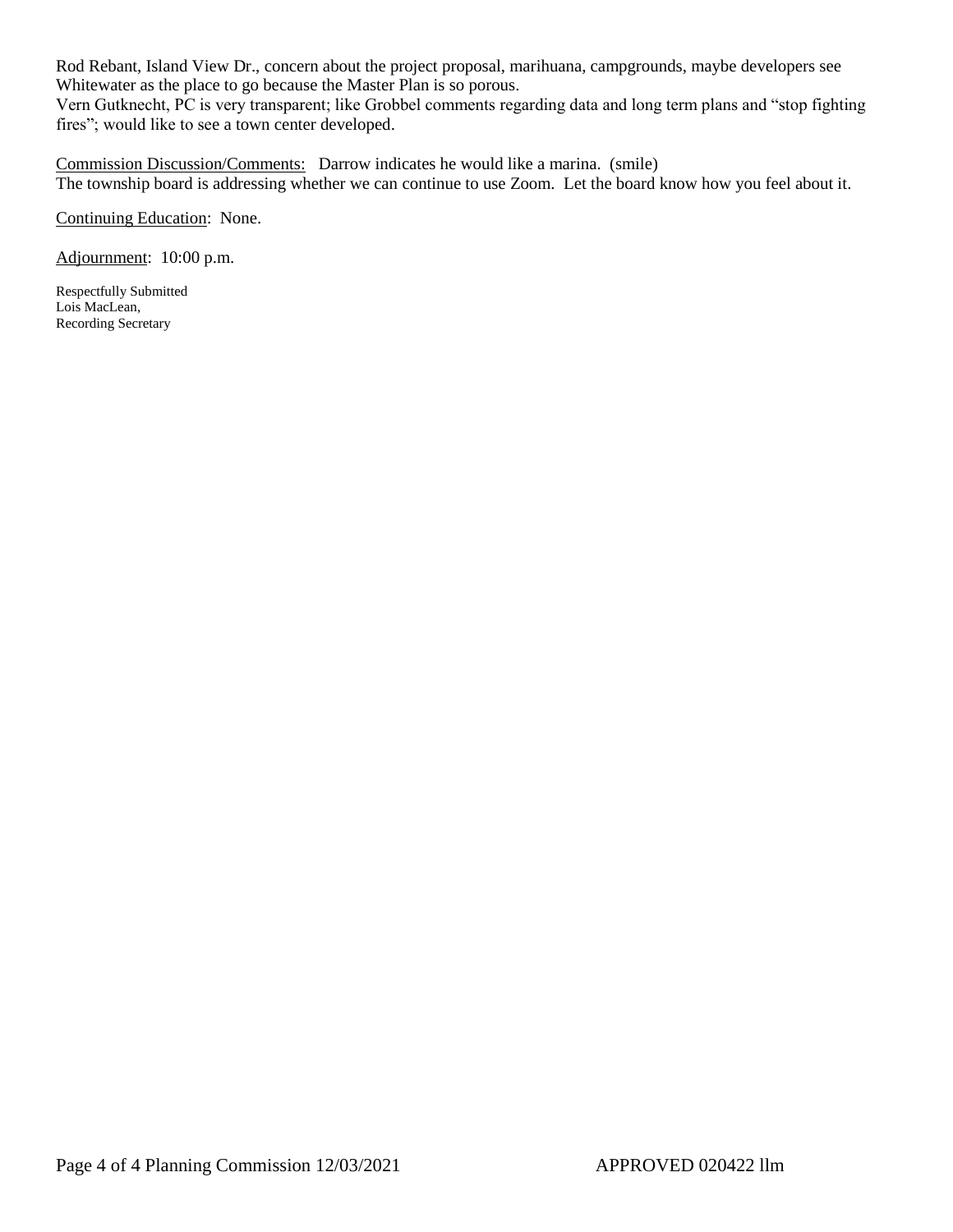Rod Rebant, Island View Dr., concern about the project proposal, marihuana, campgrounds, maybe developers see Whitewater as the place to go because the Master Plan is so porous.
Vern Gutknecht, PC is very transparent; like Grobbel comments regarding data and long term plans and "stop fighting fires"; would like to see a town center developed.

Commission Discussion/Comments: Darrow indicates he would like a marina. (smile)
The township board is addressing whether we can continue to use Zoom. Let the board know how you feel about it.

Continuing Education: None.

Adjournment: 10:00 p.m.

Respectfully Submitted
Lois MacLean,
Recording Secretary

APPROVED 020422 llm